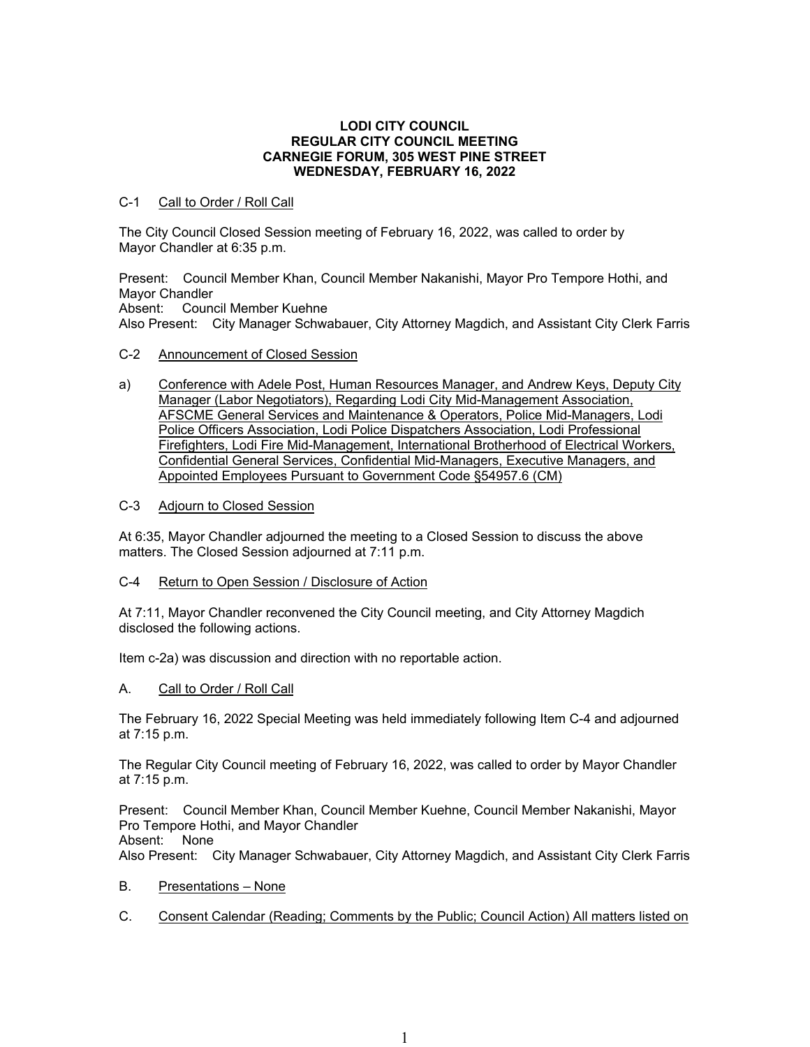**LODI CITY COUNCIL**
**REGULAR CITY COUNCIL MEETING**
**CARNEGIE FORUM, 305 WEST PINE STREET**
**WEDNESDAY, FEBRUARY 16, 2022**

C-1 Call to Order / Roll Call

The City Council Closed Session meeting of February 16, 2022, was called to order by Mayor Chandler at 6:35 p.m.

Present: Council Member Khan, Council Member Nakanishi, Mayor Pro Tempore Hothi, and Mayor Chandler
Absent: Council Member Kuehne
Also Present: City Manager Schwabauer, City Attorney Magdich, and Assistant City Clerk Farris

C-2 Announcement of Closed Session

a) Conference with Adele Post, Human Resources Manager, and Andrew Keys, Deputy City Manager (Labor Negotiators), Regarding Lodi City Mid-Management Association, AFSCME General Services and Maintenance & Operators, Police Mid-Managers, Lodi Police Officers Association, Lodi Police Dispatchers Association, Lodi Professional Firefighters, Lodi Fire Mid-Management, International Brotherhood of Electrical Workers, Confidential General Services, Confidential Mid-Managers, Executive Managers, and Appointed Employees Pursuant to Government Code §54957.6 (CM)

C-3 Adjourn to Closed Session

At 6:35, Mayor Chandler adjourned the meeting to a Closed Session to discuss the above matters. The Closed Session adjourned at 7:11 p.m.

C-4 Return to Open Session / Disclosure of Action

At 7:11, Mayor Chandler reconvened the City Council meeting, and City Attorney Magdich disclosed the following actions.

Item c-2a) was discussion and direction with no reportable action.

A. Call to Order / Roll Call

The February 16, 2022 Special Meeting was held immediately following Item C-4 and adjourned at 7:15 p.m.

The Regular City Council meeting of February 16, 2022, was called to order by Mayor Chandler at 7:15 p.m.

Present: Council Member Khan, Council Member Kuehne, Council Member Nakanishi, Mayor Pro Tempore Hothi, and Mayor Chandler
Absent: None
Also Present: City Manager Schwabauer, City Attorney Magdich, and Assistant City Clerk Farris

B. Presentations – None

C. Consent Calendar (Reading; Comments by the Public; Council Action) All matters listed on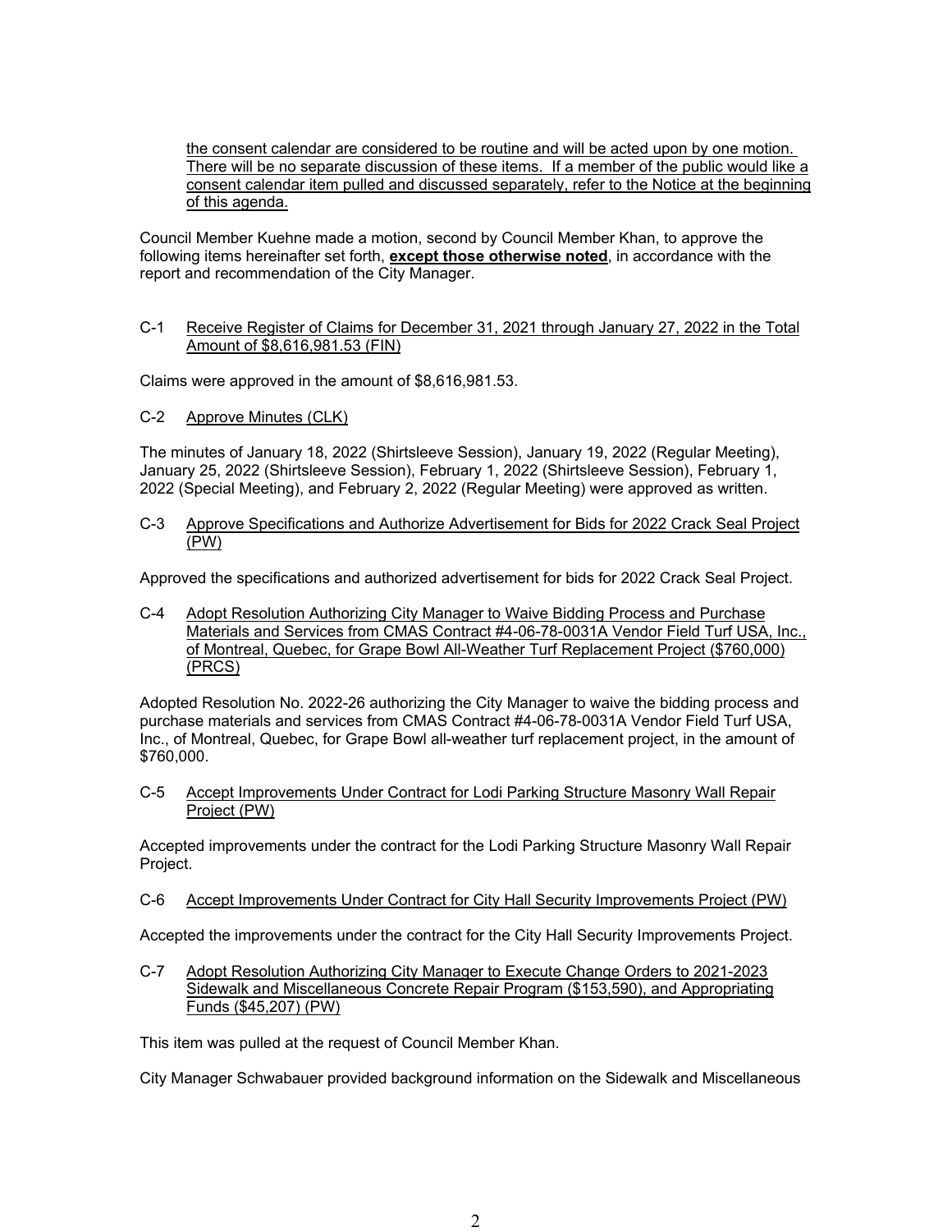the consent calendar are considered to be routine and will be acted upon by one motion. There will be no separate discussion of these items. If a member of the public would like a consent calendar item pulled and discussed separately, refer to the Notice at the beginning of this agenda.

Council Member Kuehne made a motion, second by Council Member Khan, to approve the following items hereinafter set forth, **except those otherwise noted**, in accordance with the report and recommendation of the City Manager.

C-1 Receive Register of Claims for December 31, 2021 through January 27, 2022 in the Total Amount of $8,616,981.53 (FIN)

Claims were approved in the amount of $8,616,981.53.

C-2 Approve Minutes (CLK)

The minutes of January 18, 2022 (Shirtsleeve Session), January 19, 2022 (Regular Meeting), January 25, 2022 (Shirtsleeve Session), February 1, 2022 (Shirtsleeve Session), February 1, 2022 (Special Meeting), and February 2, 2022 (Regular Meeting) were approved as written.

C-3 Approve Specifications and Authorize Advertisement for Bids for 2022 Crack Seal Project (PW)

Approved the specifications and authorized advertisement for bids for 2022 Crack Seal Project.

C-4 Adopt Resolution Authorizing City Manager to Waive Bidding Process and Purchase Materials and Services from CMAS Contract #4-06-78-0031A Vendor Field Turf USA, Inc., of Montreal, Quebec, for Grape Bowl All-Weather Turf Replacement Project ($760,000) (PRCS)

Adopted Resolution No. 2022-26 authorizing the City Manager to waive the bidding process and purchase materials and services from CMAS Contract #4-06-78-0031A Vendor Field Turf USA, Inc., of Montreal, Quebec, for Grape Bowl all-weather turf replacement project, in the amount of $760,000.

C-5 Accept Improvements Under Contract for Lodi Parking Structure Masonry Wall Repair Project (PW)

Accepted improvements under the contract for the Lodi Parking Structure Masonry Wall Repair Project.

C-6 Accept Improvements Under Contract for City Hall Security Improvements Project (PW)

Accepted the improvements under the contract for the City Hall Security Improvements Project.

C-7 Adopt Resolution Authorizing City Manager to Execute Change Orders to 2021-2023 Sidewalk and Miscellaneous Concrete Repair Program ($153,590), and Appropriating Funds ($45,207) (PW)

This item was pulled at the request of Council Member Khan.

City Manager Schwabauer provided background information on the Sidewalk and Miscellaneous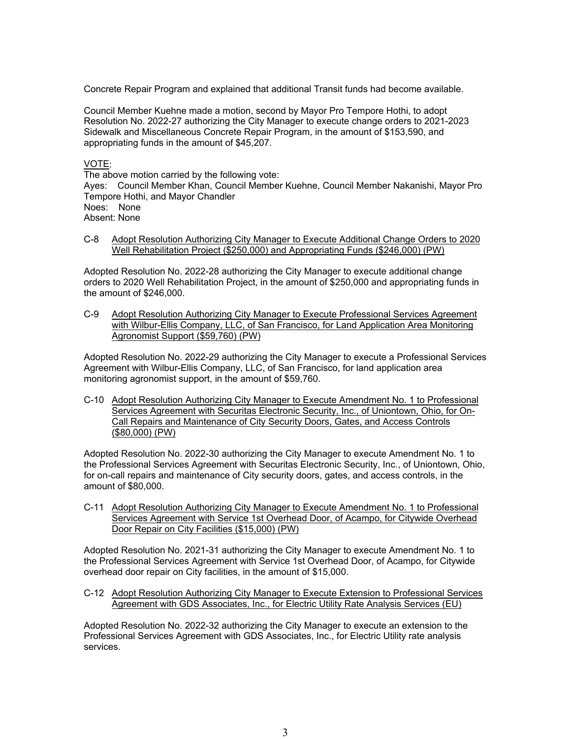Concrete Repair Program and explained that additional Transit funds had become available.

Council Member Kuehne made a motion, second by Mayor Pro Tempore Hothi, to adopt Resolution No. 2022-27 authorizing the City Manager to execute change orders to 2021-2023 Sidewalk and Miscellaneous Concrete Repair Program, in the amount of $153,590, and appropriating funds in the amount of $45,207.

<u>VOTE</u>:
The above motion carried by the following vote:
Ayes: Council Member Khan, Council Member Kuehne, Council Member Nakanishi, Mayor Pro Tempore Hothi, and Mayor Chandler
Noes: None
Absent: None

C-8 <u>Adopt Resolution Authorizing City Manager to Execute Additional Change Orders to 2020 Well Rehabilitation Project ($250,000) and Appropriating Funds ($246,000) (PW)</u>

Adopted Resolution No. 2022-28 authorizing the City Manager to execute additional change orders to 2020 Well Rehabilitation Project, in the amount of $250,000 and appropriating funds in the amount of $246,000.

C-9 <u>Adopt Resolution Authorizing City Manager to Execute Professional Services Agreement with Wilbur-Ellis Company, LLC, of San Francisco, for Land Application Area Monitoring Agronomist Support ($59,760) (PW)</u>

Adopted Resolution No. 2022-29 authorizing the City Manager to execute a Professional Services Agreement with Wilbur-Ellis Company, LLC, of San Francisco, for land application area monitoring agronomist support, in the amount of $59,760.

C-10 <u>Adopt Resolution Authorizing City Manager to Execute Amendment No. 1 to Professional Services Agreement with Securitas Electronic Security, Inc., of Uniontown, Ohio, for On-Call Repairs and Maintenance of City Security Doors, Gates, and Access Controls ($80,000) (PW)</u>

Adopted Resolution No. 2022-30 authorizing the City Manager to execute Amendment No. 1 to the Professional Services Agreement with Securitas Electronic Security, Inc., of Uniontown, Ohio, for on-call repairs and maintenance of City security doors, gates, and access controls, in the amount of $80,000.

C-11 <u>Adopt Resolution Authorizing City Manager to Execute Amendment No. 1 to Professional Services Agreement with Service 1st Overhead Door, of Acampo, for Citywide Overhead Door Repair on City Facilities ($15,000) (PW)</u>

Adopted Resolution No. 2021-31 authorizing the City Manager to execute Amendment No. 1 to the Professional Services Agreement with Service 1st Overhead Door, of Acampo, for Citywide overhead door repair on City facilities, in the amount of $15,000.

C-12 <u>Adopt Resolution Authorizing City Manager to Execute Extension to Professional Services Agreement with GDS Associates, Inc., for Electric Utility Rate Analysis Services (EU)</u>

Adopted Resolution No. 2022-32 authorizing the City Manager to execute an extension to the Professional Services Agreement with GDS Associates, Inc., for Electric Utility rate analysis services.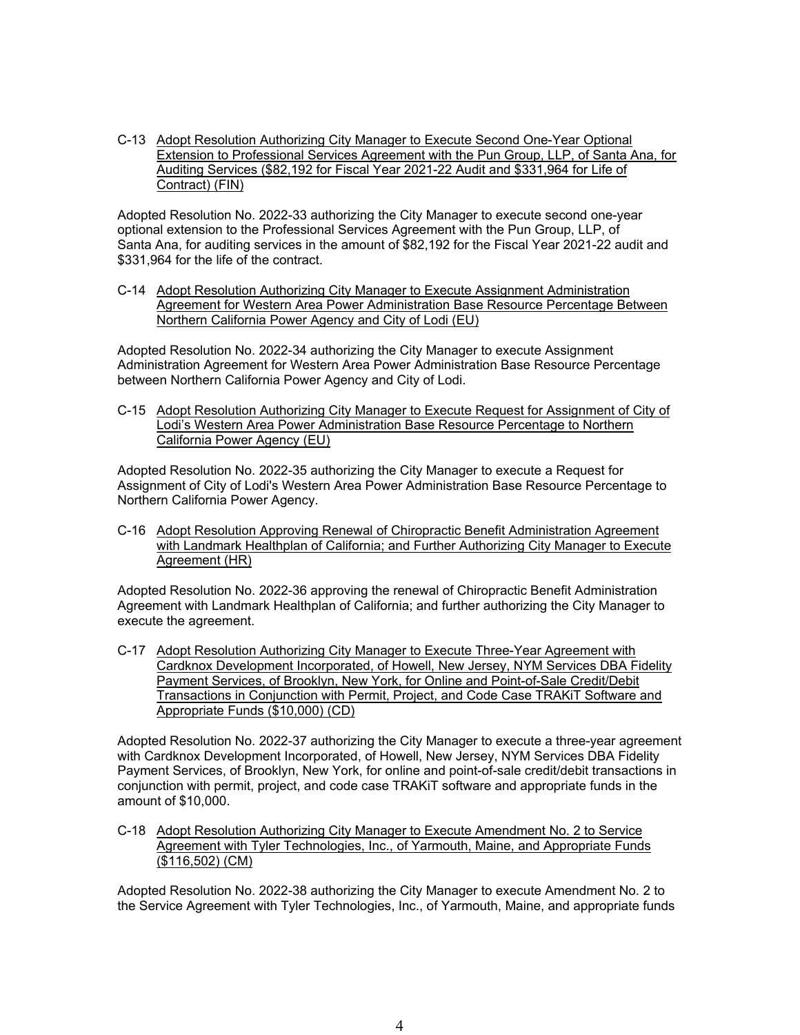C-13 Adopt Resolution Authorizing City Manager to Execute Second One-Year Optional Extension to Professional Services Agreement with the Pun Group, LLP, of Santa Ana, for Auditing Services ($82,192 for Fiscal Year 2021-22 Audit and $331,964 for Life of Contract) (FIN)

Adopted Resolution No. 2022-33 authorizing the City Manager to execute second one-year optional extension to the Professional Services Agreement with the Pun Group, LLP, of Santa Ana, for auditing services in the amount of $82,192 for the Fiscal Year 2021-22 audit and $331,964 for the life of the contract.

C-14 Adopt Resolution Authorizing City Manager to Execute Assignment Administration Agreement for Western Area Power Administration Base Resource Percentage Between Northern California Power Agency and City of Lodi (EU)

Adopted Resolution No. 2022-34 authorizing the City Manager to execute Assignment Administration Agreement for Western Area Power Administration Base Resource Percentage between Northern California Power Agency and City of Lodi.

C-15 Adopt Resolution Authorizing City Manager to Execute Request for Assignment of City of Lodi's Western Area Power Administration Base Resource Percentage to Northern California Power Agency (EU)

Adopted Resolution No. 2022-35 authorizing the City Manager to execute a Request for Assignment of City of Lodi's Western Area Power Administration Base Resource Percentage to Northern California Power Agency.

C-16 Adopt Resolution Approving Renewal of Chiropractic Benefit Administration Agreement with Landmark Healthplan of California; and Further Authorizing City Manager to Execute Agreement (HR)

Adopted Resolution No. 2022-36 approving the renewal of Chiropractic Benefit Administration Agreement with Landmark Healthplan of California; and further authorizing the City Manager to execute the agreement.

C-17 Adopt Resolution Authorizing City Manager to Execute Three-Year Agreement with Cardknox Development Incorporated, of Howell, New Jersey, NYM Services DBA Fidelity Payment Services, of Brooklyn, New York, for Online and Point-of-Sale Credit/Debit Transactions in Conjunction with Permit, Project, and Code Case TRAKiT Software and Appropriate Funds ($10,000) (CD)

Adopted Resolution No. 2022-37 authorizing the City Manager to execute a three-year agreement with Cardknox Development Incorporated, of Howell, New Jersey, NYM Services DBA Fidelity Payment Services, of Brooklyn, New York, for online and point-of-sale credit/debit transactions in conjunction with permit, project, and code case TRAKiT software and appropriate funds in the amount of $10,000.

C-18 Adopt Resolution Authorizing City Manager to Execute Amendment No. 2 to Service Agreement with Tyler Technologies, Inc., of Yarmouth, Maine, and Appropriate Funds ($116,502) (CM)

Adopted Resolution No. 2022-38 authorizing the City Manager to execute Amendment No. 2 to the Service Agreement with Tyler Technologies, Inc., of Yarmouth, Maine, and appropriate funds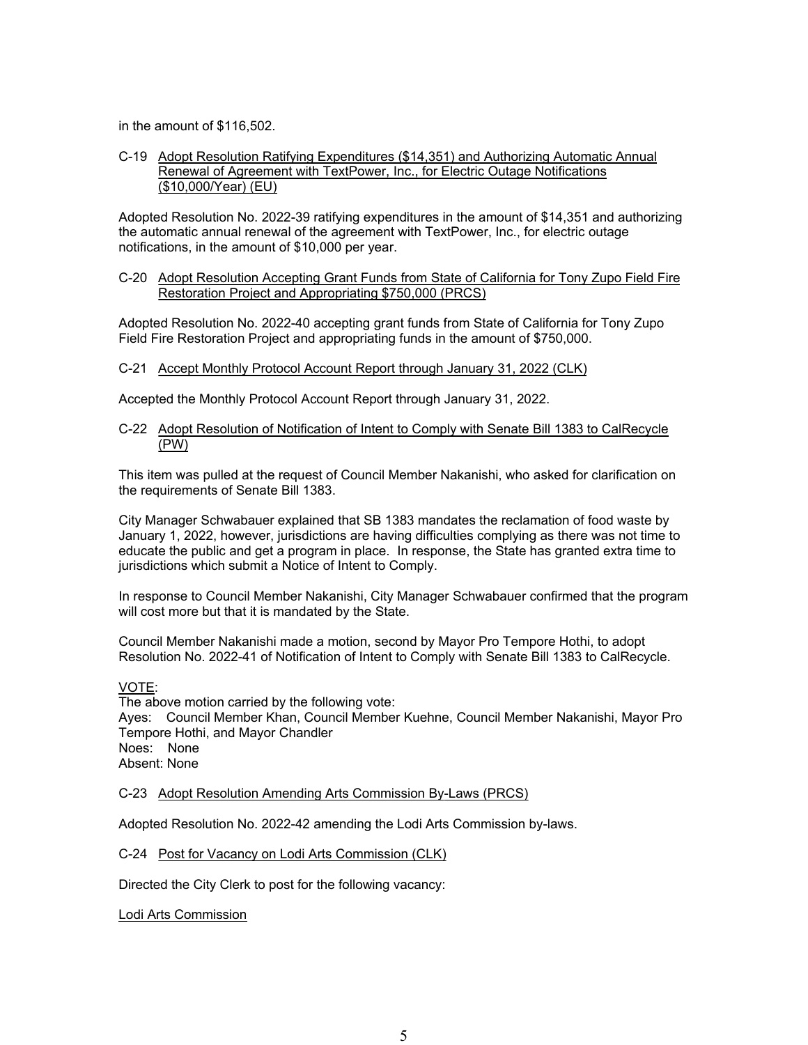in the amount of $116,502.

C-19 Adopt Resolution Ratifying Expenditures ($14,351) and Authorizing Automatic Annual Renewal of Agreement with TextPower, Inc., for Electric Outage Notifications ($10,000/Year) (EU)

Adopted Resolution No. 2022-39 ratifying expenditures in the amount of $14,351 and authorizing the automatic annual renewal of the agreement with TextPower, Inc., for electric outage notifications, in the amount of $10,000 per year.

C-20 Adopt Resolution Accepting Grant Funds from State of California for Tony Zupo Field Fire Restoration Project and Appropriating $750,000 (PRCS)

Adopted Resolution No. 2022-40 accepting grant funds from State of California for Tony Zupo Field Fire Restoration Project and appropriating funds in the amount of $750,000.

C-21 Accept Monthly Protocol Account Report through January 31, 2022 (CLK)

Accepted the Monthly Protocol Account Report through January 31, 2022.

C-22 Adopt Resolution of Notification of Intent to Comply with Senate Bill 1383 to CalRecycle (PW)

This item was pulled at the request of Council Member Nakanishi, who asked for clarification on the requirements of Senate Bill 1383.

City Manager Schwabauer explained that SB 1383 mandates the reclamation of food waste by January 1, 2022, however, jurisdictions are having difficulties complying as there was not time to educate the public and get a program in place. In response, the State has granted extra time to jurisdictions which submit a Notice of Intent to Comply.

In response to Council Member Nakanishi, City Manager Schwabauer confirmed that the program will cost more but that it is mandated by the State.

Council Member Nakanishi made a motion, second by Mayor Pro Tempore Hothi, to adopt Resolution No. 2022-41 of Notification of Intent to Comply with Senate Bill 1383 to CalRecycle.

VOTE:
The above motion carried by the following vote:
Ayes: Council Member Khan, Council Member Kuehne, Council Member Nakanishi, Mayor Pro Tempore Hothi, and Mayor Chandler
Noes: None
Absent: None

C-23 Adopt Resolution Amending Arts Commission By-Laws (PRCS)

Adopted Resolution No. 2022-42 amending the Lodi Arts Commission by-laws.

C-24 Post for Vacancy on Lodi Arts Commission (CLK)

Directed the City Clerk to post for the following vacancy:

Lodi Arts Commission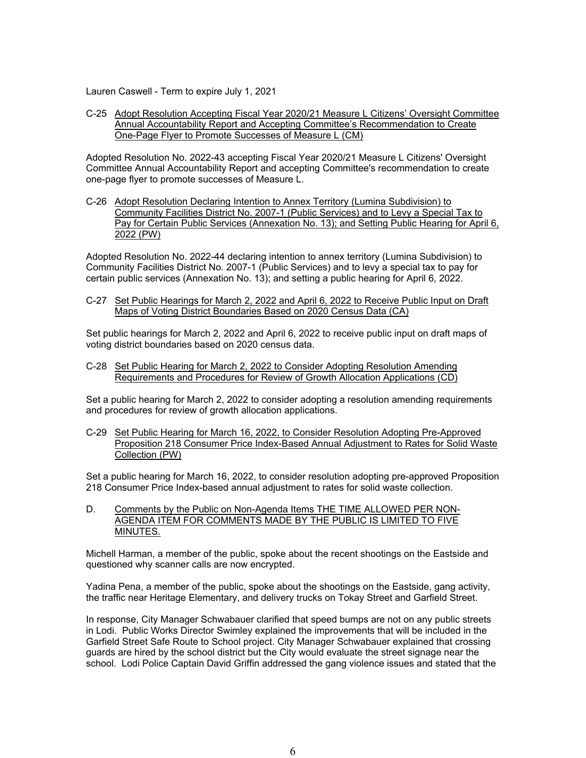Lauren Caswell - Term to expire July 1, 2021

C-25 Adopt Resolution Accepting Fiscal Year 2020/21 Measure L Citizens' Oversight Committee Annual Accountability Report and Accepting Committee's Recommendation to Create One-Page Flyer to Promote Successes of Measure L (CM)

Adopted Resolution No. 2022-43 accepting Fiscal Year 2020/21 Measure L Citizens' Oversight Committee Annual Accountability Report and accepting Committee's recommendation to create one-page flyer to promote successes of Measure L.

C-26 Adopt Resolution Declaring Intention to Annex Territory (Lumina Subdivision) to Community Facilities District No. 2007-1 (Public Services) and to Levy a Special Tax to Pay for Certain Public Services (Annexation No. 13); and Setting Public Hearing for April 6, 2022 (PW)

Adopted Resolution No. 2022-44 declaring intention to annex territory (Lumina Subdivision) to Community Facilities District No. 2007-1 (Public Services) and to levy a special tax to pay for certain public services (Annexation No. 13); and setting a public hearing for April 6, 2022.

C-27 Set Public Hearings for March 2, 2022 and April 6, 2022 to Receive Public Input on Draft Maps of Voting District Boundaries Based on 2020 Census Data (CA)

Set public hearings for March 2, 2022 and April 6, 2022 to receive public input on draft maps of voting district boundaries based on 2020 census data.

C-28 Set Public Hearing for March 2, 2022 to Consider Adopting Resolution Amending Requirements and Procedures for Review of Growth Allocation Applications (CD)

Set a public hearing for March 2, 2022 to consider adopting a resolution amending requirements and procedures for review of growth allocation applications.

C-29 Set Public Hearing for March 16, 2022, to Consider Resolution Adopting Pre-Approved Proposition 218 Consumer Price Index-Based Annual Adjustment to Rates for Solid Waste Collection (PW)

Set a public hearing for March 16, 2022, to consider resolution adopting pre-approved Proposition 218 Consumer Price Index-based annual adjustment to rates for solid waste collection.

D. Comments by the Public on Non-Agenda Items THE TIME ALLOWED PER NON-AGENDA ITEM FOR COMMENTS MADE BY THE PUBLIC IS LIMITED TO FIVE MINUTES.

Michell Harman, a member of the public, spoke about the recent shootings on the Eastside and questioned why scanner calls are now encrypted.

Yadina Pena, a member of the public, spoke about the shootings on the Eastside, gang activity, the traffic near Heritage Elementary, and delivery trucks on Tokay Street and Garfield Street.

In response, City Manager Schwabauer clarified that speed bumps are not on any public streets in Lodi. Public Works Director Swimley explained the improvements that will be included in the Garfield Street Safe Route to School project. City Manager Schwabauer explained that crossing guards are hired by the school district but the City would evaluate the street signage near the school. Lodi Police Captain David Griffin addressed the gang violence issues and stated that the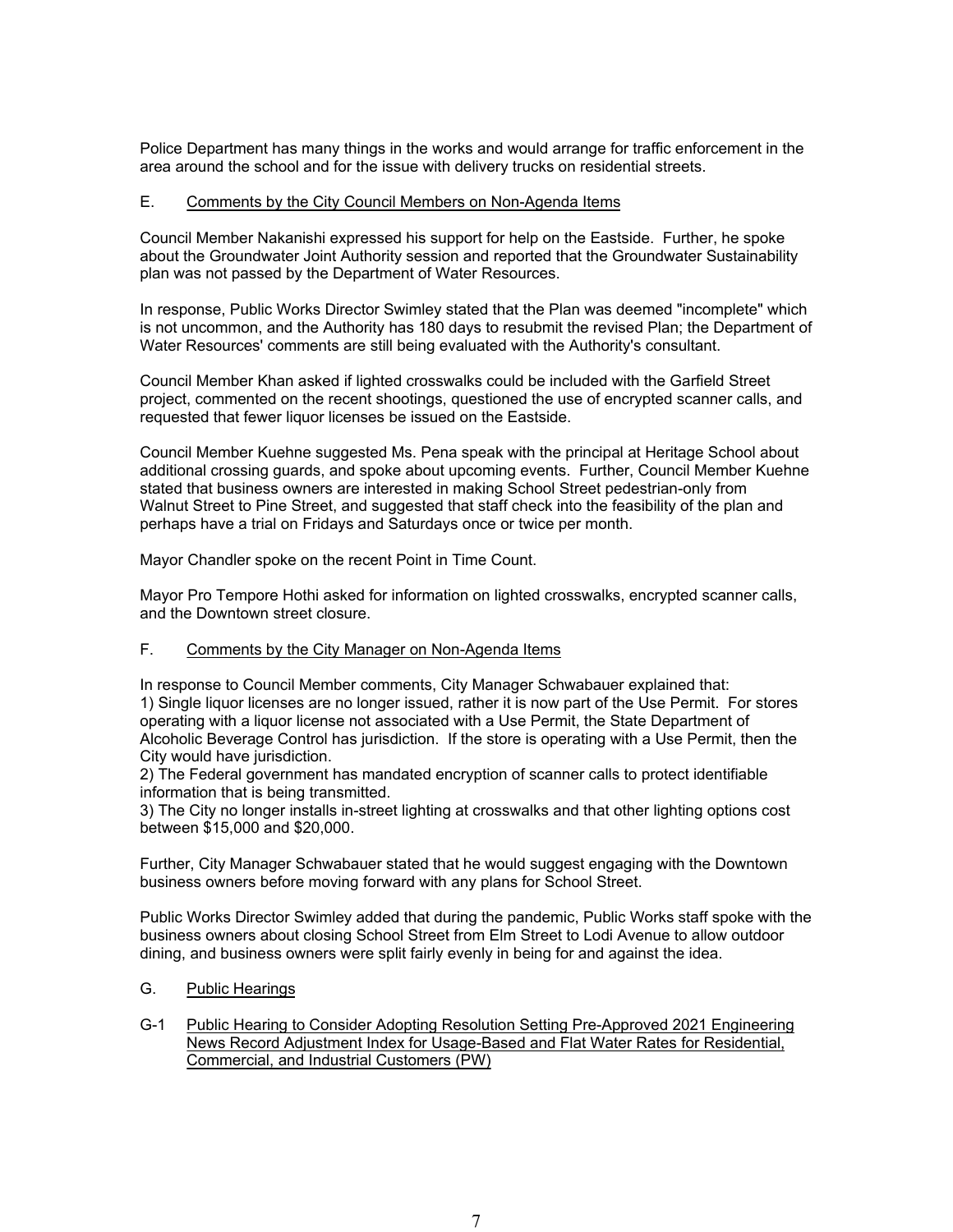Police Department has many things in the works and would arrange for traffic enforcement in the area around the school and for the issue with delivery trucks on residential streets.

E. Comments by the City Council Members on Non-Agenda Items

Council Member Nakanishi expressed his support for help on the Eastside. Further, he spoke about the Groundwater Joint Authority session and reported that the Groundwater Sustainability plan was not passed by the Department of Water Resources.

In response, Public Works Director Swimley stated that the Plan was deemed "incomplete" which is not uncommon, and the Authority has 180 days to resubmit the revised Plan; the Department of Water Resources' comments are still being evaluated with the Authority's consultant.

Council Member Khan asked if lighted crosswalks could be included with the Garfield Street project, commented on the recent shootings, questioned the use of encrypted scanner calls, and requested that fewer liquor licenses be issued on the Eastside.

Council Member Kuehne suggested Ms. Pena speak with the principal at Heritage School about additional crossing guards, and spoke about upcoming events. Further, Council Member Kuehne stated that business owners are interested in making School Street pedestrian-only from Walnut Street to Pine Street, and suggested that staff check into the feasibility of the plan and perhaps have a trial on Fridays and Saturdays once or twice per month.

Mayor Chandler spoke on the recent Point in Time Count.

Mayor Pro Tempore Hothi asked for information on lighted crosswalks, encrypted scanner calls, and the Downtown street closure.

F. Comments by the City Manager on Non-Agenda Items

In response to Council Member comments, City Manager Schwabauer explained that:
1) Single liquor licenses are no longer issued, rather it is now part of the Use Permit. For stores operating with a liquor license not associated with a Use Permit, the State Department of Alcoholic Beverage Control has jurisdiction. If the store is operating with a Use Permit, then the City would have jurisdiction.
2) The Federal government has mandated encryption of scanner calls to protect identifiable information that is being transmitted.
3) The City no longer installs in-street lighting at crosswalks and that other lighting options cost between $15,000 and $20,000.

Further, City Manager Schwabauer stated that he would suggest engaging with the Downtown business owners before moving forward with any plans for School Street.

Public Works Director Swimley added that during the pandemic, Public Works staff spoke with the business owners about closing School Street from Elm Street to Lodi Avenue to allow outdoor dining, and business owners were split fairly evenly in being for and against the idea.

G. Public Hearings

G-1 Public Hearing to Consider Adopting Resolution Setting Pre-Approved 2021 Engineering News Record Adjustment Index for Usage-Based and Flat Water Rates for Residential, Commercial, and Industrial Customers (PW)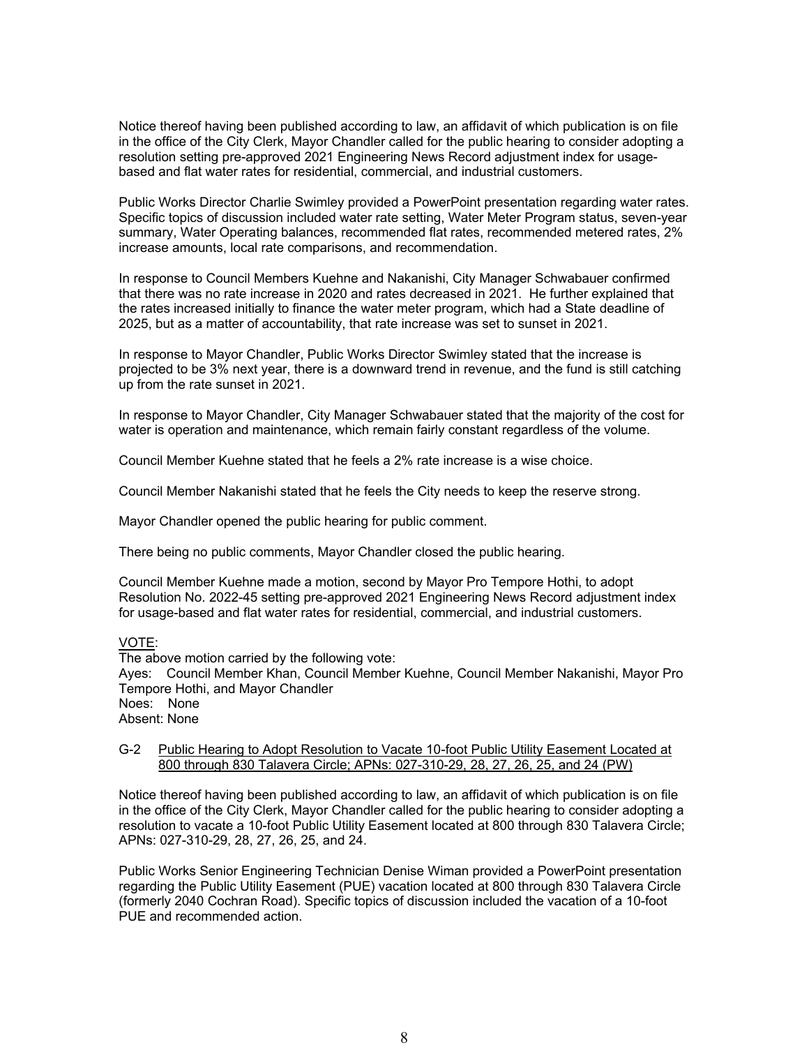Notice thereof having been published according to law, an affidavit of which publication is on file in the office of the City Clerk, Mayor Chandler called for the public hearing to consider adopting a resolution setting pre-approved 2021 Engineering News Record adjustment index for usage-based and flat water rates for residential, commercial, and industrial customers.

Public Works Director Charlie Swimley provided a PowerPoint presentation regarding water rates. Specific topics of discussion included water rate setting, Water Meter Program status, seven-year summary, Water Operating balances, recommended flat rates, recommended metered rates, 2% increase amounts, local rate comparisons, and recommendation.

In response to Council Members Kuehne and Nakanishi, City Manager Schwabauer confirmed that there was no rate increase in 2020 and rates decreased in 2021. He further explained that the rates increased initially to finance the water meter program, which had a State deadline of 2025, but as a matter of accountability, that rate increase was set to sunset in 2021.

In response to Mayor Chandler, Public Works Director Swimley stated that the increase is projected to be 3% next year, there is a downward trend in revenue, and the fund is still catching up from the rate sunset in 2021.

In response to Mayor Chandler, City Manager Schwabauer stated that the majority of the cost for water is operation and maintenance, which remain fairly constant regardless of the volume.

Council Member Kuehne stated that he feels a 2% rate increase is a wise choice.

Council Member Nakanishi stated that he feels the City needs to keep the reserve strong.

Mayor Chandler opened the public hearing for public comment.

There being no public comments, Mayor Chandler closed the public hearing.

Council Member Kuehne made a motion, second by Mayor Pro Tempore Hothi, to adopt Resolution No. 2022-45 setting pre-approved 2021 Engineering News Record adjustment index for usage-based and flat water rates for residential, commercial, and industrial customers.

VOTE:
The above motion carried by the following vote:
Ayes: Council Member Khan, Council Member Kuehne, Council Member Nakanishi, Mayor Pro Tempore Hothi, and Mayor Chandler
Noes: None
Absent: None

G-2 Public Hearing to Adopt Resolution to Vacate 10-foot Public Utility Easement Located at 800 through 830 Talavera Circle; APNs: 027-310-29, 28, 27, 26, 25, and 24 (PW)

Notice thereof having been published according to law, an affidavit of which publication is on file in the office of the City Clerk, Mayor Chandler called for the public hearing to consider adopting a resolution to vacate a 10-foot Public Utility Easement located at 800 through 830 Talavera Circle; APNs: 027-310-29, 28, 27, 26, 25, and 24.

Public Works Senior Engineering Technician Denise Wiman provided a PowerPoint presentation regarding the Public Utility Easement (PUE) vacation located at 800 through 830 Talavera Circle (formerly 2040 Cochran Road). Specific topics of discussion included the vacation of a 10-foot PUE and recommended action.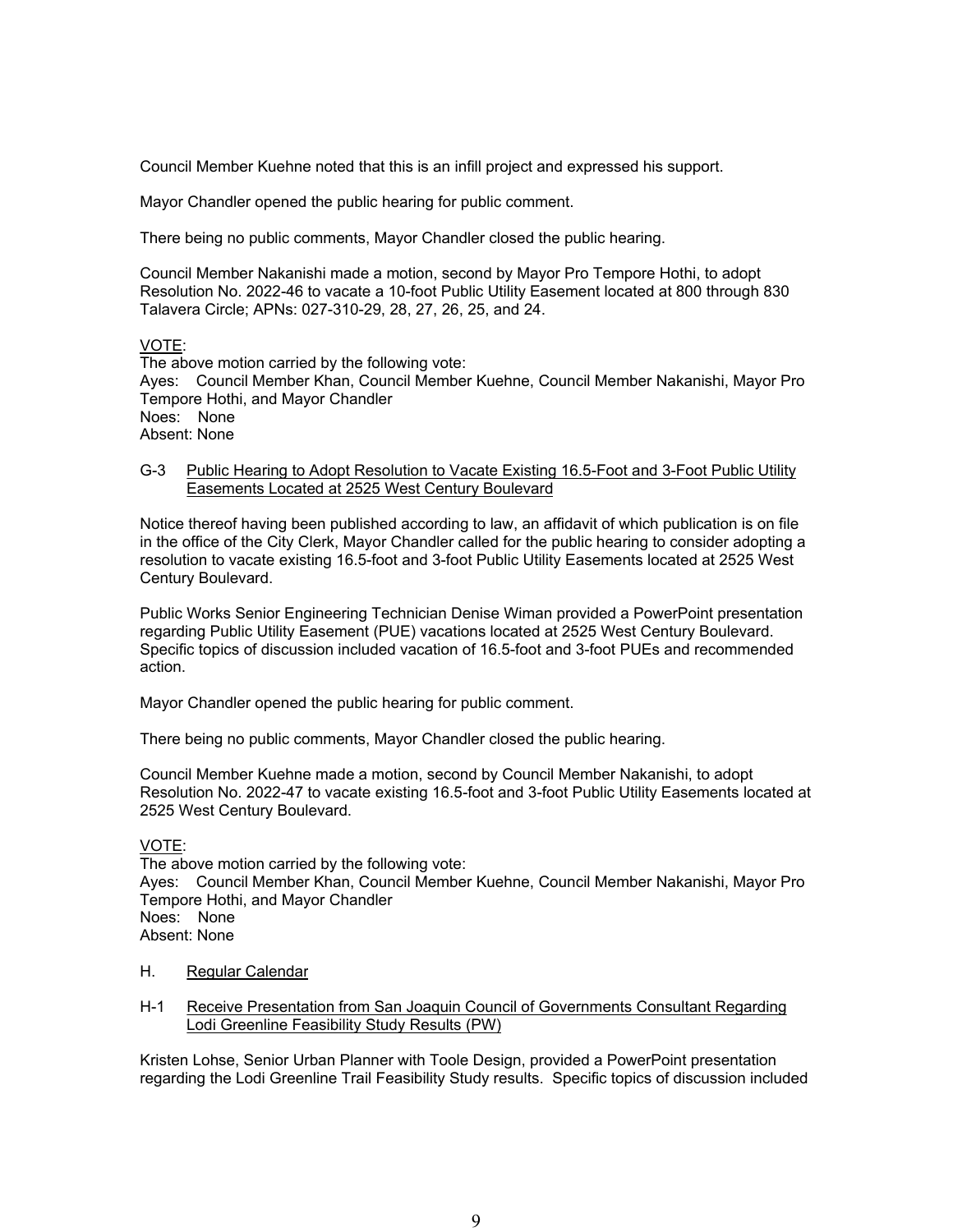Council Member Kuehne noted that this is an infill project and expressed his support.

Mayor Chandler opened the public hearing for public comment.

There being no public comments, Mayor Chandler closed the public hearing.

Council Member Nakanishi made a motion, second by Mayor Pro Tempore Hothi, to adopt Resolution No. 2022-46 to vacate a 10-foot Public Utility Easement located at 800 through 830 Talavera Circle; APNs: 027-310-29, 28, 27, 26, 25, and 24.

VOTE:
The above motion carried by the following vote:
Ayes: Council Member Khan, Council Member Kuehne, Council Member Nakanishi, Mayor Pro Tempore Hothi, and Mayor Chandler
Noes: None
Absent: None

G-3 Public Hearing to Adopt Resolution to Vacate Existing 16.5-Foot and 3-Foot Public Utility Easements Located at 2525 West Century Boulevard

Notice thereof having been published according to law, an affidavit of which publication is on file in the office of the City Clerk, Mayor Chandler called for the public hearing to consider adopting a resolution to vacate existing 16.5-foot and 3-foot Public Utility Easements located at 2525 West Century Boulevard.

Public Works Senior Engineering Technician Denise Wiman provided a PowerPoint presentation regarding Public Utility Easement (PUE) vacations located at 2525 West Century Boulevard. Specific topics of discussion included vacation of 16.5-foot and 3-foot PUEs and recommended action.

Mayor Chandler opened the public hearing for public comment.

There being no public comments, Mayor Chandler closed the public hearing.

Council Member Kuehne made a motion, second by Council Member Nakanishi, to adopt Resolution No. 2022-47 to vacate existing 16.5-foot and 3-foot Public Utility Easements located at 2525 West Century Boulevard.

VOTE:
The above motion carried by the following vote:
Ayes: Council Member Khan, Council Member Kuehne, Council Member Nakanishi, Mayor Pro Tempore Hothi, and Mayor Chandler
Noes: None
Absent: None

H. Regular Calendar

H-1 Receive Presentation from San Joaquin Council of Governments Consultant Regarding Lodi Greenline Feasibility Study Results (PW)

Kristen Lohse, Senior Urban Planner with Toole Design, provided a PowerPoint presentation regarding the Lodi Greenline Trail Feasibility Study results. Specific topics of discussion included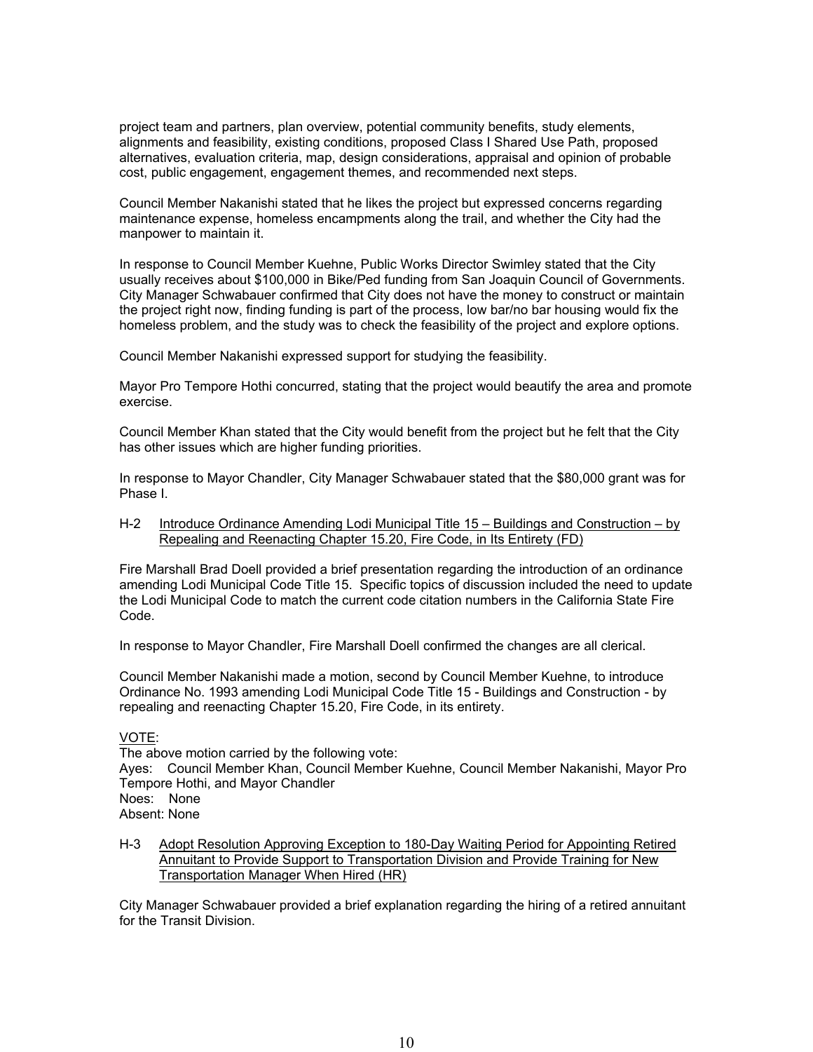project team and partners, plan overview, potential community benefits, study elements, alignments and feasibility, existing conditions, proposed Class I Shared Use Path, proposed alternatives, evaluation criteria, map, design considerations, appraisal and opinion of probable cost, public engagement, engagement themes, and recommended next steps.

Council Member Nakanishi stated that he likes the project but expressed concerns regarding maintenance expense, homeless encampments along the trail, and whether the City had the manpower to maintain it.

In response to Council Member Kuehne, Public Works Director Swimley stated that the City usually receives about $100,000 in Bike/Ped funding from San Joaquin Council of Governments. City Manager Schwabauer confirmed that City does not have the money to construct or maintain the project right now, finding funding is part of the process, low bar/no bar housing would fix the homeless problem, and the study was to check the feasibility of the project and explore options.

Council Member Nakanishi expressed support for studying the feasibility.

Mayor Pro Tempore Hothi concurred, stating that the project would beautify the area and promote exercise.

Council Member Khan stated that the City would benefit from the project but he felt that the City has other issues which are higher funding priorities.

In response to Mayor Chandler, City Manager Schwabauer stated that the $80,000 grant was for Phase I.

H-2 Introduce Ordinance Amending Lodi Municipal Title 15 – Buildings and Construction – by Repealing and Reenacting Chapter 15.20, Fire Code, in Its Entirety (FD)

Fire Marshall Brad Doell provided a brief presentation regarding the introduction of an ordinance amending Lodi Municipal Code Title 15. Specific topics of discussion included the need to update the Lodi Municipal Code to match the current code citation numbers in the California State Fire Code.

In response to Mayor Chandler, Fire Marshall Doell confirmed the changes are all clerical.

Council Member Nakanishi made a motion, second by Council Member Kuehne, to introduce Ordinance No. 1993 amending Lodi Municipal Code Title 15 - Buildings and Construction - by repealing and reenacting Chapter 15.20, Fire Code, in its entirety.

VOTE:
The above motion carried by the following vote:
Ayes: Council Member Khan, Council Member Kuehne, Council Member Nakanishi, Mayor Pro Tempore Hothi, and Mayor Chandler
Noes: None
Absent: None

H-3 Adopt Resolution Approving Exception to 180-Day Waiting Period for Appointing Retired Annuitant to Provide Support to Transportation Division and Provide Training for New Transportation Manager When Hired (HR)

City Manager Schwabauer provided a brief explanation regarding the hiring of a retired annuitant for the Transit Division.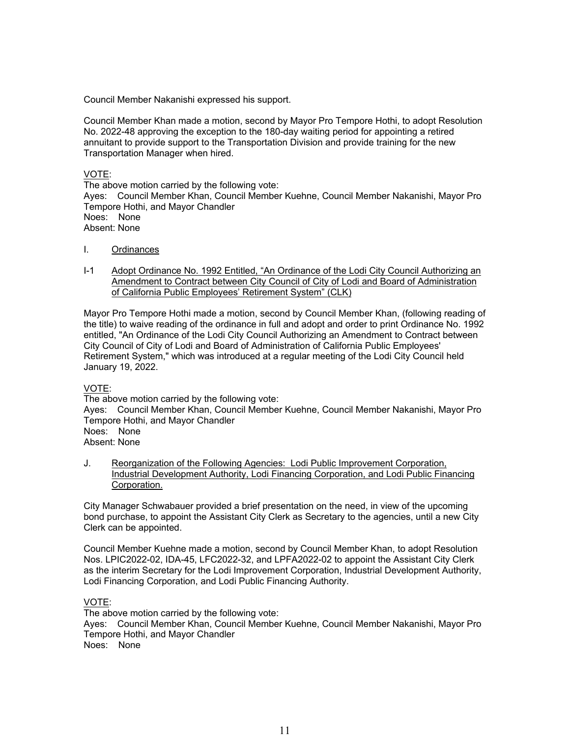Council Member Nakanishi expressed his support.

Council Member Khan made a motion, second by Mayor Pro Tempore Hothi, to adopt Resolution No. 2022-48 approving the exception to the 180-day waiting period for appointing a retired annuitant to provide support to the Transportation Division and provide training for the new Transportation Manager when hired.

VOTE:
The above motion carried by the following vote:
Ayes: Council Member Khan, Council Member Kuehne, Council Member Nakanishi, Mayor Pro Tempore Hothi, and Mayor Chandler
Noes: None
Absent: None

I. Ordinances

I-1 Adopt Ordinance No. 1992 Entitled, "An Ordinance of the Lodi City Council Authorizing an Amendment to Contract between City Council of City of Lodi and Board of Administration of California Public Employees' Retirement System" (CLK)

Mayor Pro Tempore Hothi made a motion, second by Council Member Khan, (following reading of the title) to waive reading of the ordinance in full and adopt and order to print Ordinance No. 1992 entitled, "An Ordinance of the Lodi City Council Authorizing an Amendment to Contract between City Council of City of Lodi and Board of Administration of California Public Employees' Retirement System," which was introduced at a regular meeting of the Lodi City Council held January 19, 2022.

VOTE:
The above motion carried by the following vote:
Ayes: Council Member Khan, Council Member Kuehne, Council Member Nakanishi, Mayor Pro Tempore Hothi, and Mayor Chandler
Noes: None
Absent: None

J. Reorganization of the Following Agencies: Lodi Public Improvement Corporation, Industrial Development Authority, Lodi Financing Corporation, and Lodi Public Financing Corporation.

City Manager Schwabauer provided a brief presentation on the need, in view of the upcoming bond purchase, to appoint the Assistant City Clerk as Secretary to the agencies, until a new City Clerk can be appointed.

Council Member Kuehne made a motion, second by Council Member Khan, to adopt Resolution Nos. LPIC2022-02, IDA-45, LFC2022-32, and LPFA2022-02 to appoint the Assistant City Clerk as the interim Secretary for the Lodi Improvement Corporation, Industrial Development Authority, Lodi Financing Corporation, and Lodi Public Financing Authority.

VOTE:
The above motion carried by the following vote:
Ayes: Council Member Khan, Council Member Kuehne, Council Member Nakanishi, Mayor Pro Tempore Hothi, and Mayor Chandler
Noes: None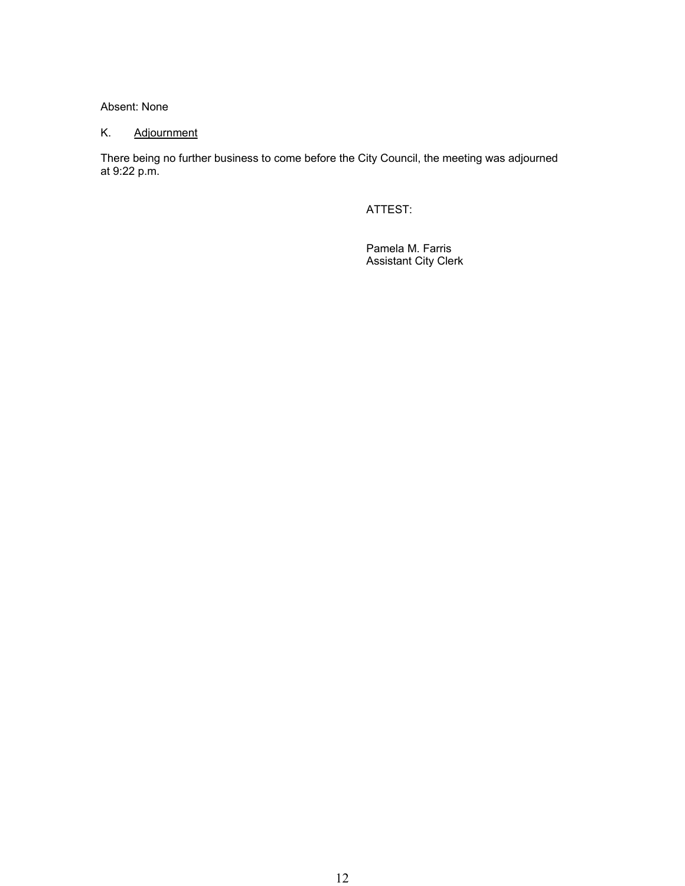Absent: None

K. Adjournment

There being no further business to come before the City Council, the meeting was adjourned at 9:22 p.m.

ATTEST:

Pamela M. Farris
Assistant City Clerk